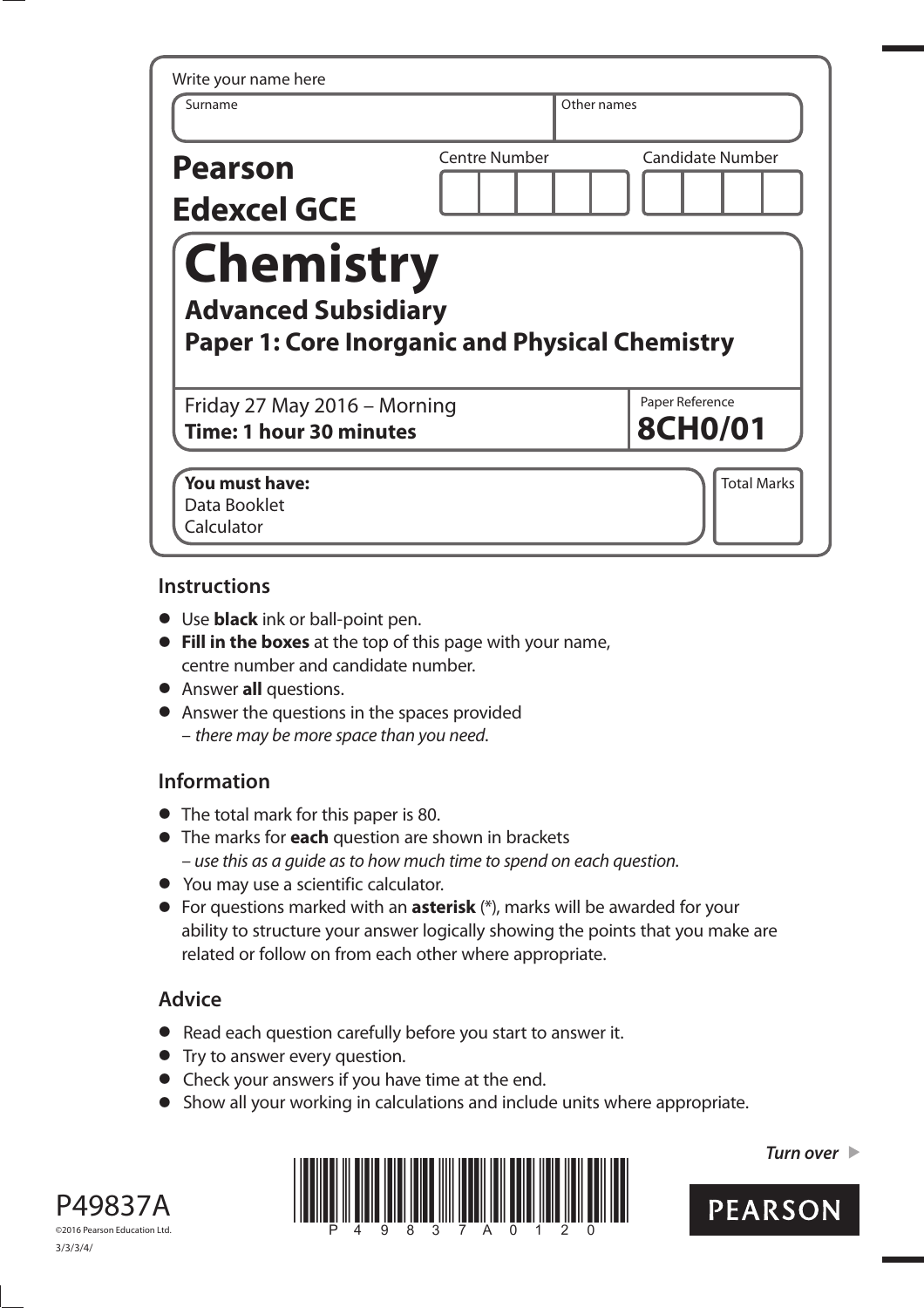Write your name here

| Surname | Other names |
| --- | --- |
| | |

**Pearson Edexcel GCE**

| Centre Number | Candidate Number |
| --- | --- |
| | |

# Chemistry

## Advanced Subsidiary

## Paper 1: Core Inorganic and Physical Chemistry

Friday 27 May 2016 – Morning
**Time: 1 hour 30 minutes**

Paper Reference
**8CH0/01**

**You must have:**
Data Booklet
Calculator

Total Marks

## Instructions

- Use **black** ink or ball-point pen.
- **Fill in the boxes** at the top of this page with your name, centre number and candidate number.
- Answer **all** questions.
- Answer the questions in the spaces provided
  – *there may be more space than you need*.

## Information

- The total mark for this paper is 80.
- The marks for **each** question are shown in brackets
  – *use this as a guide as to how much time to spend on each question*.
- You may use a scientific calculator.
- For questions marked with an **asterisk** (*), marks will be awarded for your ability to structure your answer logically showing the points that you make are related or follow on from each other where appropriate.

## Advice

- Read each question carefully before you start to answer it.
- Try to answer every question.
- Check your answers if you have time at the end.
- Show all your working in calculations and include units where appropriate.

*Turn over* ▶

P49837A
©2016 Pearson Education Ltd.
3/3/3/4/

PEARSON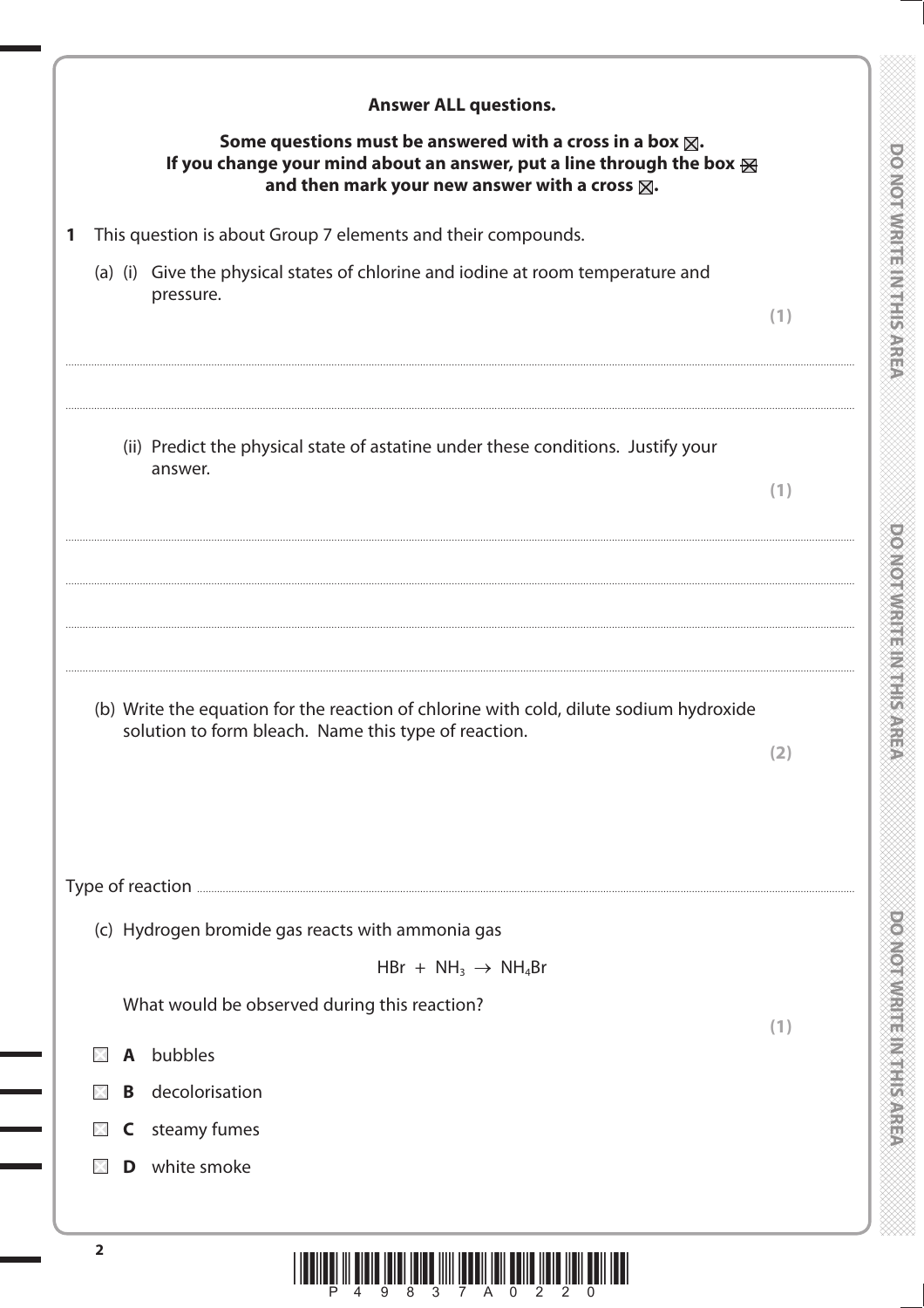**Answer ALL questions.**

**Some questions must be answered with a cross in a box ☒.**
**If you change your mind about an answer, put a line through the box ☒ and then mark your new answer with a cross ☒.**

**1** This question is about Group 7 elements and their compounds.

(a) (i) Give the physical states of chlorine and iodine at room temperature and pressure.
**(1)**

.......................................................................................................................................................

.......................................................................................................................................................

(ii) Predict the physical state of astatine under these conditions. Justify your answer.
**(1)**

.......................................................................................................................................................

.......................................................................................................................................................

.......................................................................................................................................................

.......................................................................................................................................................

(b) Write the equation for the reaction of chlorine with cold, dilute sodium hydroxide solution to form bleach. Name this type of reaction.
**(2)**

Type of reaction .......................................................................................................................................

(c) Hydrogen bromide gas reacts with ammonia gas

$$HBr + NH_3 \rightarrow NH_4Br$$

What would be observed during this reaction?
**(1)**

☐ **A** bubbles

☐ **B** decolorisation

☐ **C** steamy fumes

☐ **D** white smoke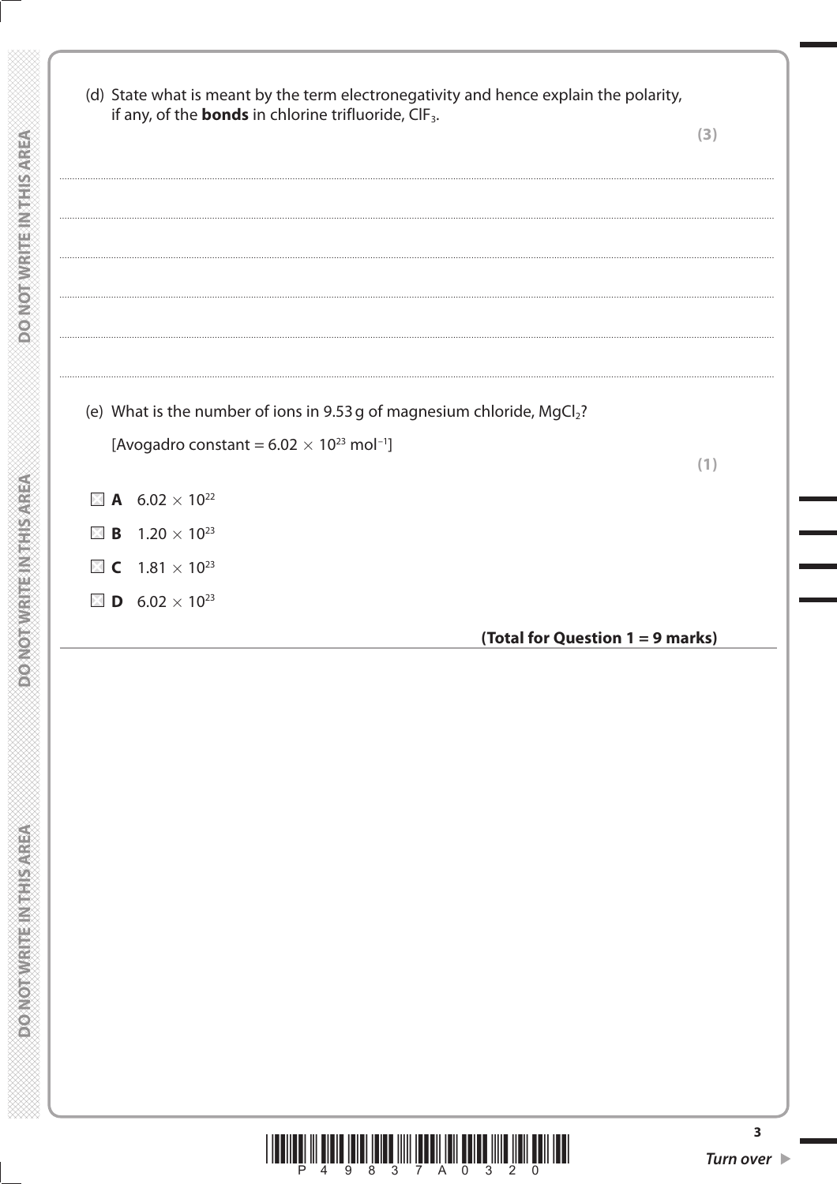(d) State what is meant by the term electronegativity and hence explain the polarity, if any, of the **bonds** in chlorine trifluoride, $ClF_3$.

**(3)**

.......................................................................................................................................................................................................................

.......................................................................................................................................................................................................................

.......................................................................................................................................................................................................................

.......................................................................................................................................................................................................................

.......................................................................................................................................................................................................................

.......................................................................................................................................................................................................................

(e) What is the number of ions in 9.53 g of magnesium chloride, $MgCl_2$?

[Avogadro constant = $6.02 \times 10^{23}$ $mol^{-1}$]

**(1)**

☐ **A** $6.02 \times 10^{22}$

☐ **B** $1.20 \times 10^{23}$

☐ **C** $1.81 \times 10^{23}$

☐ **D** $6.02 \times 10^{23}$

**(Total for Question 1 = 9 marks)**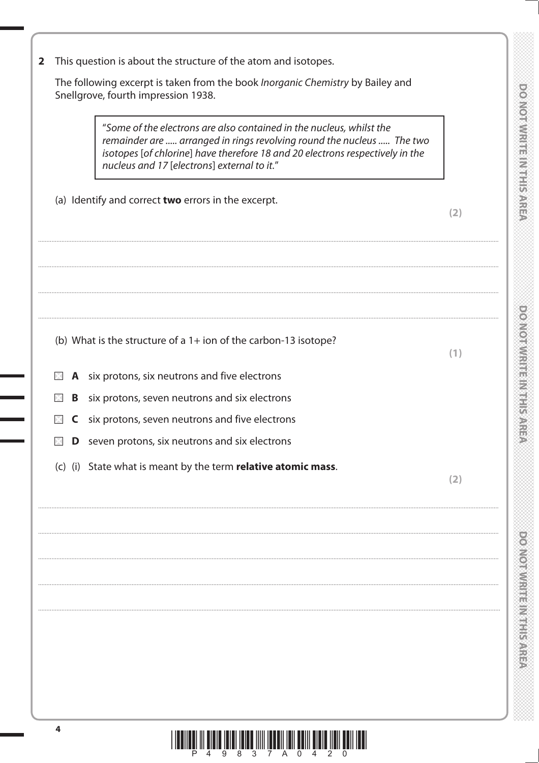**2** This question is about the structure of the atom and isotopes.

The following excerpt is taken from the book *Inorganic Chemistry* by Bailey and Snellgrove, fourth impression 1938.

> "*Some of the electrons are also contained in the nucleus, whilst the remainder are ..... arranged in rings revolving round the nucleus ..... The two isotopes* [*of chlorine*] *have therefore 18 and 20 electrons respectively in the nucleus and 17* [*electrons*] *external to it.*"

(a) Identify and correct **two** errors in the excerpt.
**(2)**

..............................................................................................................................................

..............................................................................................................................................

..............................................................................................................................................

..............................................................................................................................................

(b) What is the structure of a 1+ ion of the carbon-13 isotope?
**(1)**

☐ **A** six protons, six neutrons and five electrons

☐ **B** six protons, seven neutrons and six electrons

☐ **C** six protons, seven neutrons and five electrons

☐ **D** seven protons, six neutrons and six electrons

(c) (i) State what is meant by the term **relative atomic mass**.
**(2)**

..............................................................................................................................................

..............................................................................................................................................

..............................................................................................................................................

..............................................................................................................................................

..............................................................................................................................................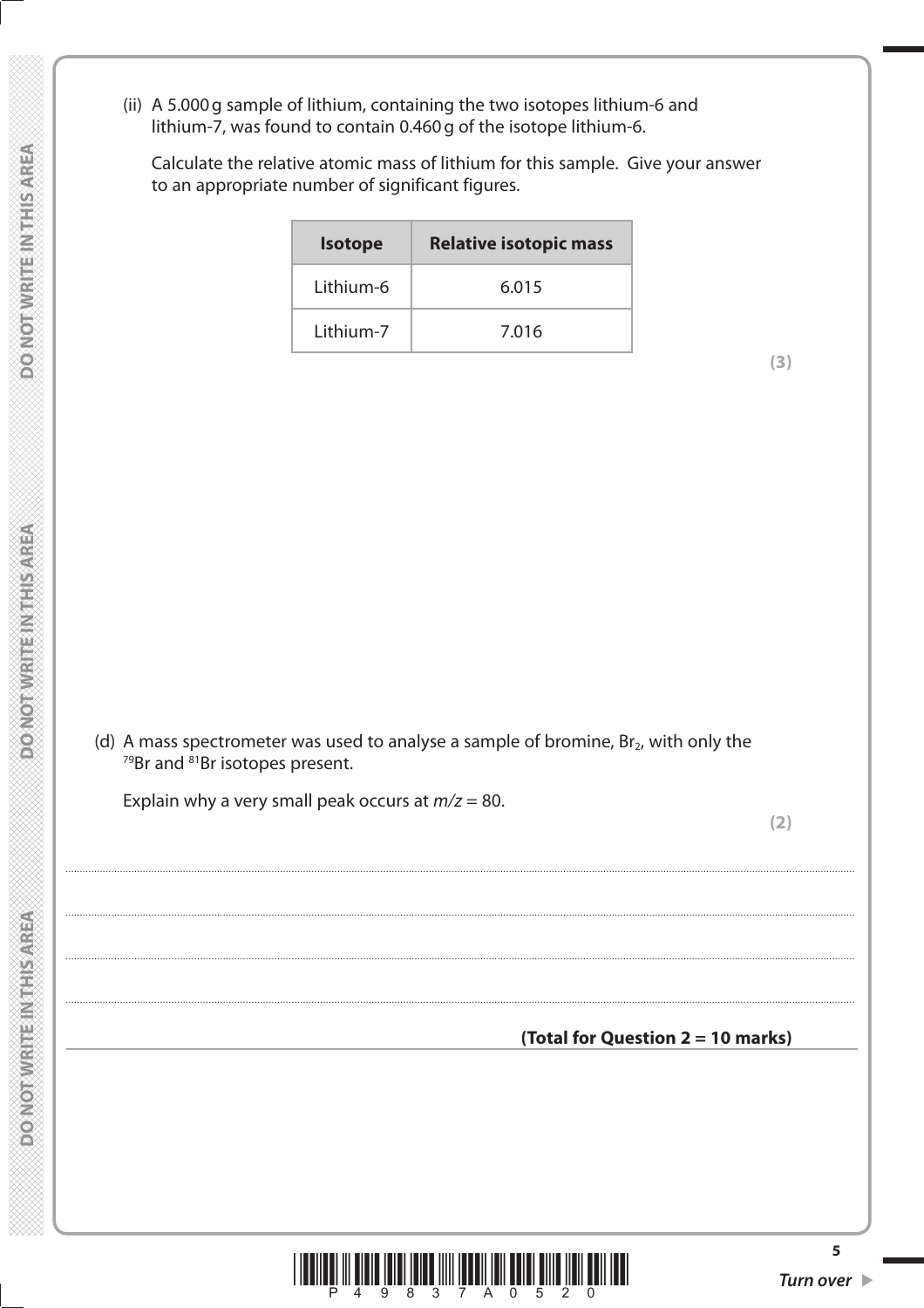(ii) A 5.000 g sample of lithium, containing the two isotopes lithium-6 and lithium-7, was found to contain 0.460 g of the isotope lithium-6.

Calculate the relative atomic mass of lithium for this sample. Give your answer to an appropriate number of significant figures.

| Isotope | Relative isotopic mass |
|---|---|
| Lithium-6 | 6.015 |
| Lithium-7 | 7.016 |

**(3)**

(d) A mass spectrometer was used to analyse a sample of bromine, $Br_2$, with only the $^{79}Br$ and $^{81}Br$ isotopes present.

Explain why a very small peak occurs at *m/z* = 80.

**(2)**

..............................................................................................................................................

..............................................................................................................................................

..............................................................................................................................................

..............................................................................................................................................

**(Total for Question 2 = 10 marks)**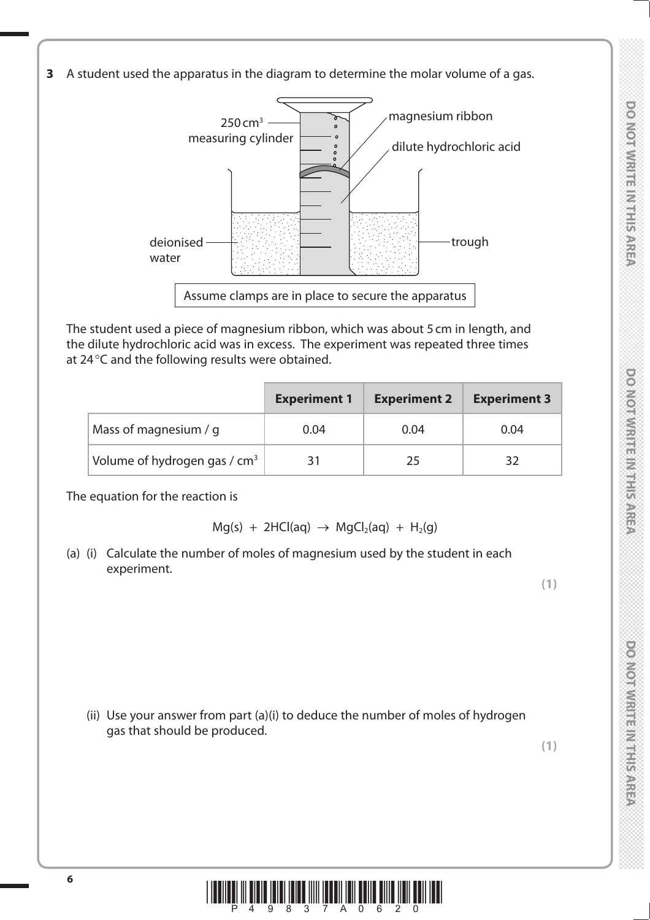**3** A student used the apparatus in the diagram to determine the molar volume of a gas.

250 $cm^3$ measuring cylinder

magnesium ribbon

dilute hydrochloric acid

deionised water

trough

Assume clamps are in place to secure the apparatus

The student used a piece of magnesium ribbon, which was about 5 cm in length, and the dilute hydrochloric acid was in excess. The experiment was repeated three times at 24 °C and the following results were obtained.

| | **Experiment 1** | **Experiment 2** | **Experiment 3** |
|---|---|---|---|
| Mass of magnesium / g | 0.04 | 0.04 | 0.04 |
| Volume of hydrogen gas / $cm^3$ | 31 | 25 | 32 |

The equation for the reaction is

$$Mg(s) + 2HCl(aq) \rightarrow MgCl_2(aq) + H_2(g)$$

(a) (i) Calculate the number of moles of magnesium used by the student in each experiment.

**(1)**

(ii) Use your answer from part (a)(i) to deduce the number of moles of hydrogen gas that should be produced.

**(1)**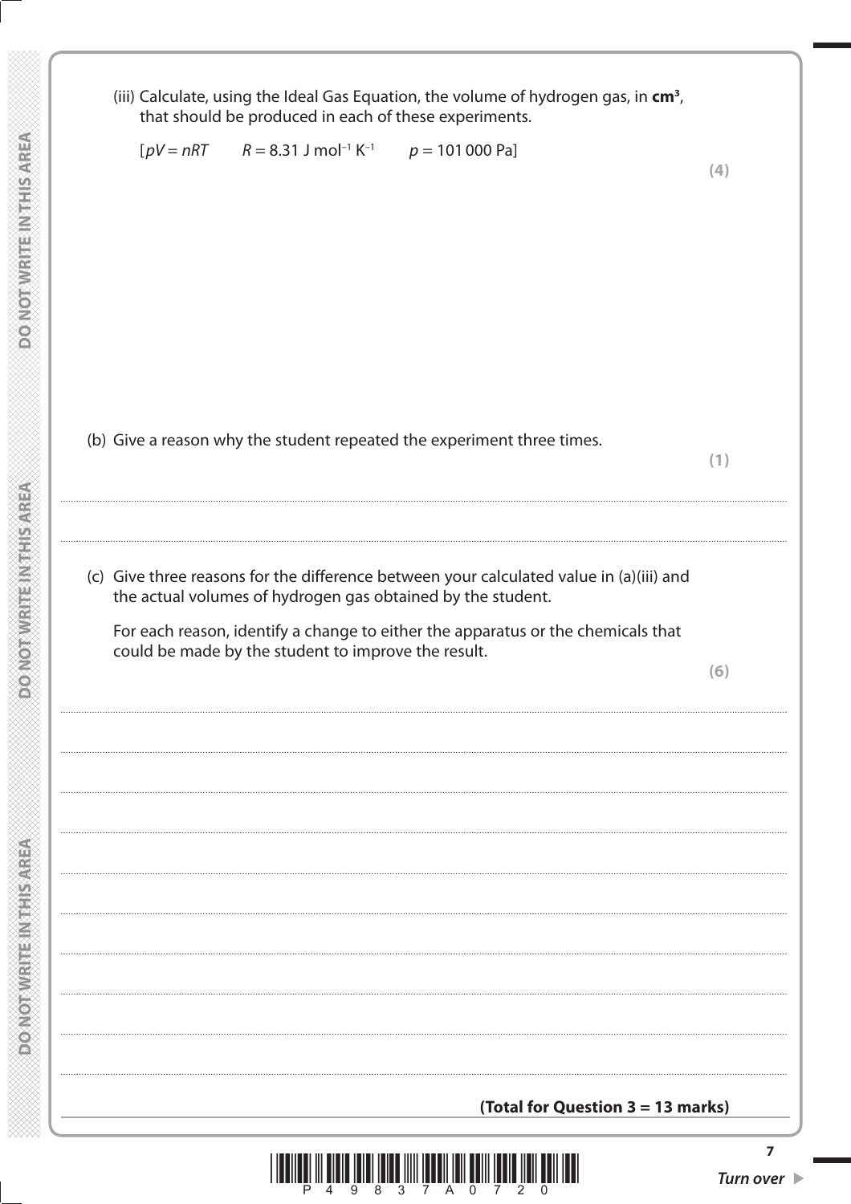(iii) Calculate, using the Ideal Gas Equation, the volume of hydrogen gas, in **cm³**, that should be produced in each of these experiments.

[$pV = nRT$ $R = 8.31 \text{ J mol}^{-1} \text{ K}^{-1}$ $p = 101\,000 \text{ Pa}$]

**(4)**

(b) Give a reason why the student repeated the experiment three times.

**(1)**

.......................................................................................................................................................................................................................

.......................................................................................................................................................................................................................

(c) Give three reasons for the difference between your calculated value in (a)(iii) and the actual volumes of hydrogen gas obtained by the student.

For each reason, identify a change to either the apparatus or the chemicals that could be made by the student to improve the result.

**(6)**

.......................................................................................................................................................................................................................

.......................................................................................................................................................................................................................

.......................................................................................................................................................................................................................

.......................................................................................................................................................................................................................

.......................................................................................................................................................................................................................

.......................................................................................................................................................................................................................

.......................................................................................................................................................................................................................

.......................................................................................................................................................................................................................

.......................................................................................................................................................................................................................

**(Total for Question 3 = 13 marks)**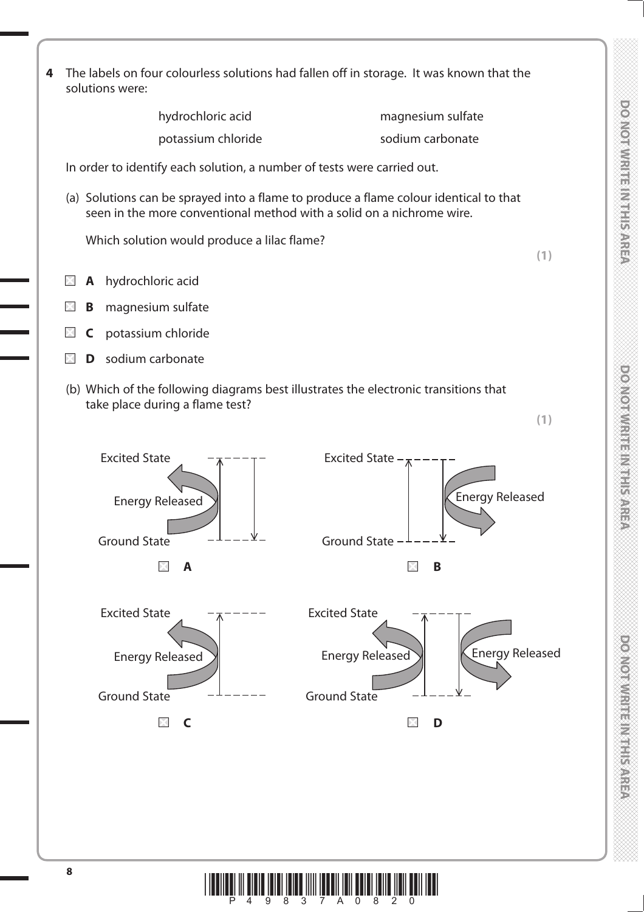**4** The labels on four colourless solutions had fallen off in storage. It was known that the solutions were:

| | |
|---|---|
| hydrochloric acid | magnesium sulfate |
| potassium chloride | sodium carbonate |

In order to identify each solution, a number of tests were carried out.

(a) Solutions can be sprayed into a flame to produce a flame colour identical to that seen in the more conventional method with a solid on a nichrome wire.

Which solution would produce a lilac flame?

**(1)**

- ☒ **A** hydrochloric acid
- ☒ **B** magnesium sulfate
- ☒ **C** potassium chloride
- ☒ **D** sodium carbonate

(b) Which of the following diagrams best illustrates the electronic transitions that take place during a flame test?

**(1)**

Excited State
Energy Released
Ground State

☒ **A**

Excited State
Energy Released
Ground State

☒ **B**

Excited State
Energy Released
Ground State

☒ **C**

Excited State
Energy Released
Energy Released
Ground State

☒ **D**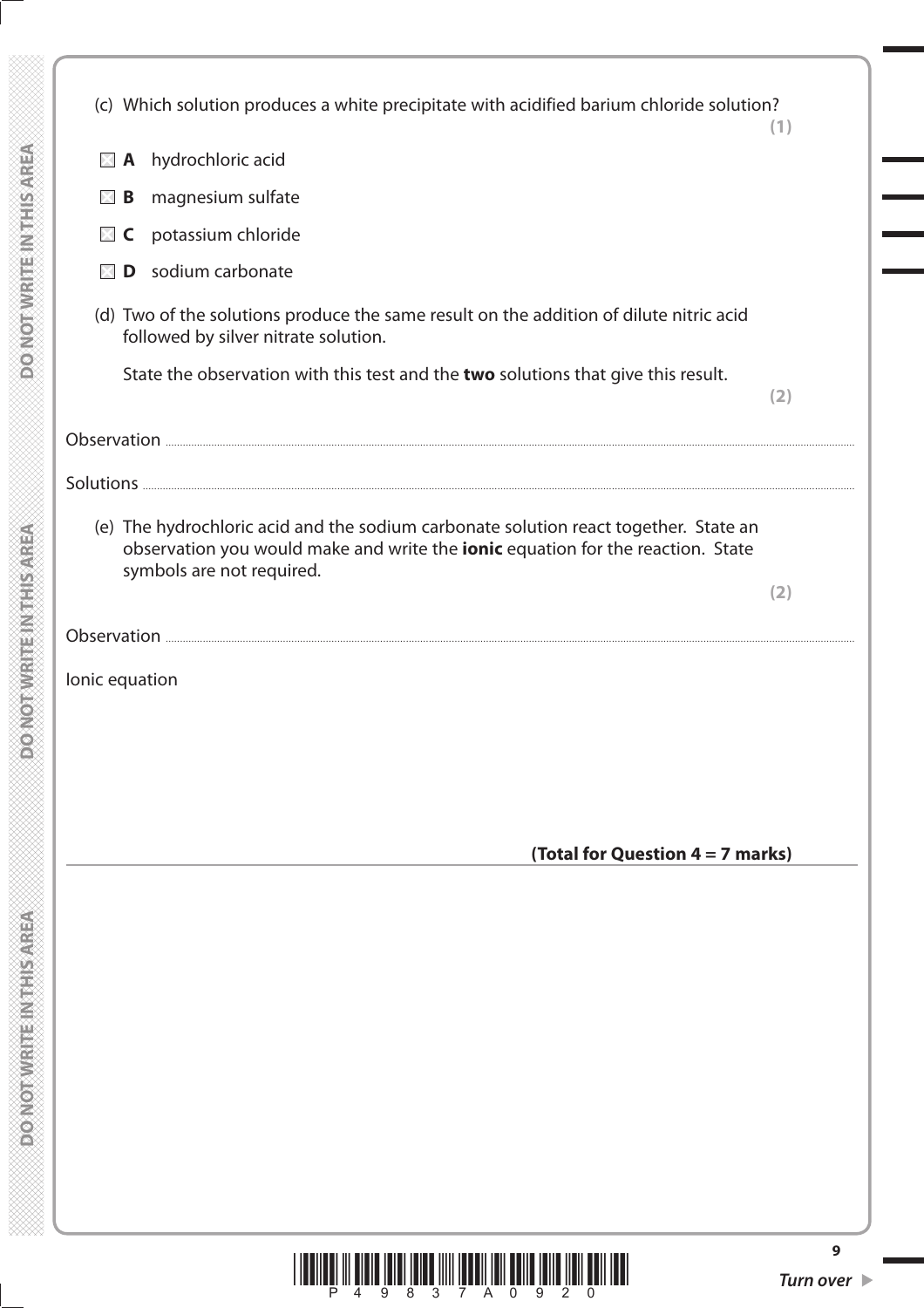(c) Which solution produces a white precipitate with acidified barium chloride solution?
**(1)**

- ☒ **A** hydrochloric acid
- ☒ **B** magnesium sulfate
- ☒ **C** potassium chloride
- ☒ **D** sodium carbonate

(d) Two of the solutions produce the same result on the addition of dilute nitric acid followed by silver nitrate solution.

State the observation with this test and the **two** solutions that give this result.
**(2)**

Observation ..........................................................................................................................................

Solutions ..............................................................................................................................................

(e) The hydrochloric acid and the sodium carbonate solution react together. State an observation you would make and write the **ionic** equation for the reaction. State symbols are not required.
**(2)**

Observation ..........................................................................................................................................

Ionic equation

**(Total for Question 4 = 7 marks)**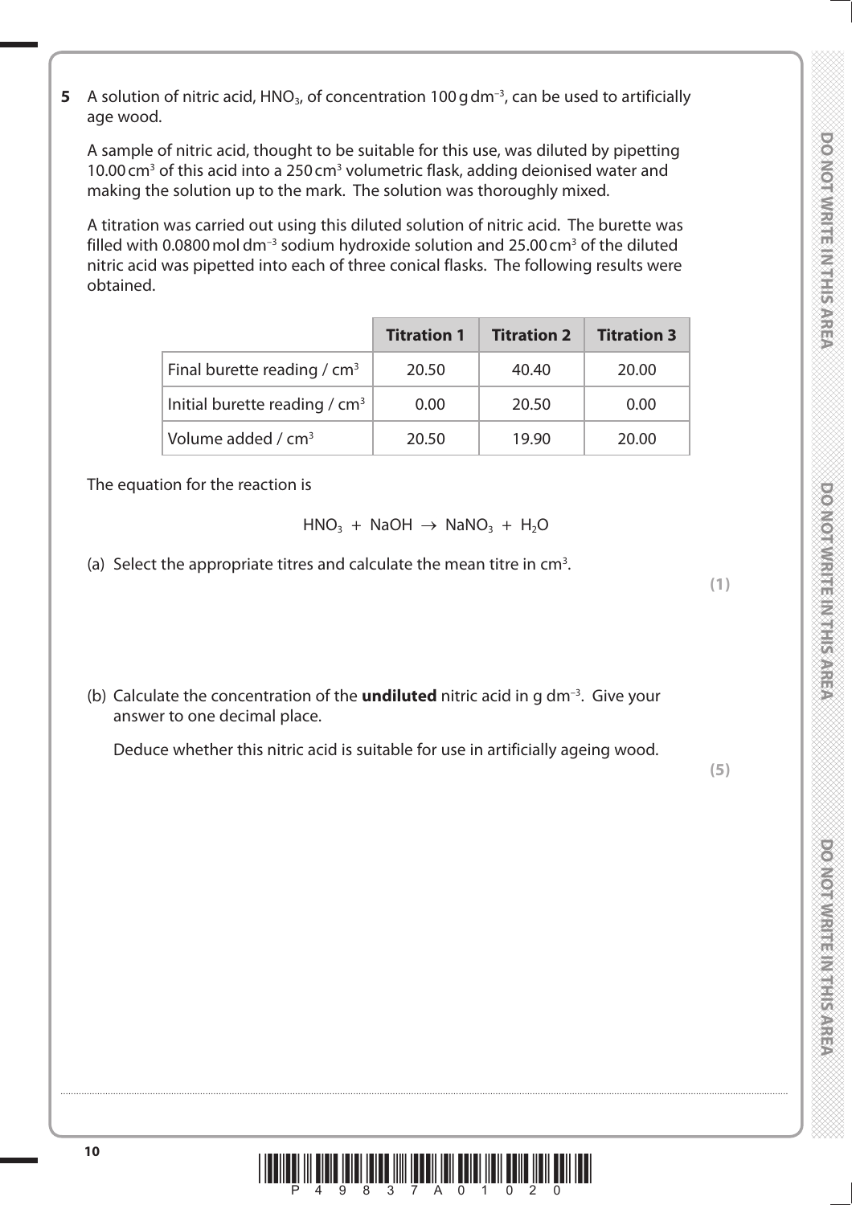**5** A solution of nitric acid, $HNO_3$, of concentration 100 g dm$^{-3}$, can be used to artificially age wood.

A sample of nitric acid, thought to be suitable for this use, was diluted by pipetting 10.00 cm$^3$ of this acid into a 250 cm$^3$ volumetric flask, adding deionised water and making the solution up to the mark. The solution was thoroughly mixed.

A titration was carried out using this diluted solution of nitric acid. The burette was filled with 0.0800 mol dm$^{-3}$ sodium hydroxide solution and 25.00 cm$^3$ of the diluted nitric acid was pipetted into each of three conical flasks. The following results were obtained.

| | **Titration 1** | **Titration 2** | **Titration 3** |
|---|---|---|---|
| Final burette reading / cm$^3$ | 20.50 | 40.40 | 20.00 |
| Initial burette reading / cm$^3$ | 0.00 | 20.50 | 0.00 |
| Volume added / cm$^3$ | 20.50 | 19.90 | 20.00 |

The equation for the reaction is

$$HNO_3 + NaOH \rightarrow NaNO_3 + H_2O$$

(a) Select the appropriate titres and calculate the mean titre in cm$^3$.

**(1)**

(b) Calculate the concentration of the **undiluted** nitric acid in g dm$^{-3}$. Give your answer to one decimal place.

Deduce whether this nitric acid is suitable for use in artificially ageing wood.

**(5)**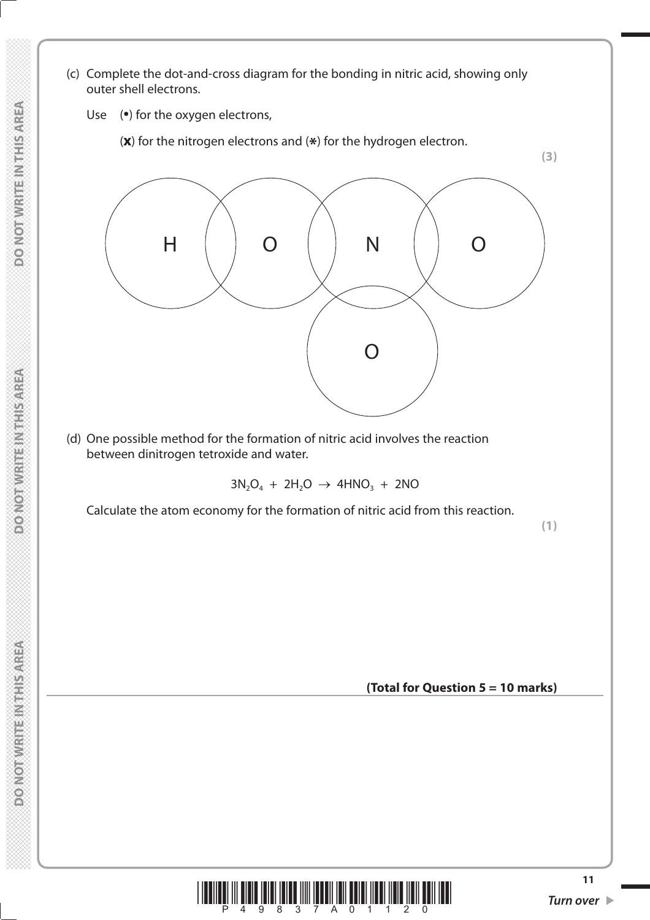(c) Complete the dot-and-cross diagram for the bonding in nitric acid, showing only outer shell electrons.

Use (•) for the oxygen electrons,

(**x**) for the nitrogen electrons and (∗) for the hydrogen electron.

**(3)**

H O N O

O

(d) One possible method for the formation of nitric acid involves the reaction between dinitrogen tetroxide and water.

$$3N_2O_4 + 2H_2O \rightarrow 4HNO_3 + 2NO$$

Calculate the atom economy for the formation of nitric acid from this reaction.

**(1)**

**(Total for Question 5 = 10 marks)**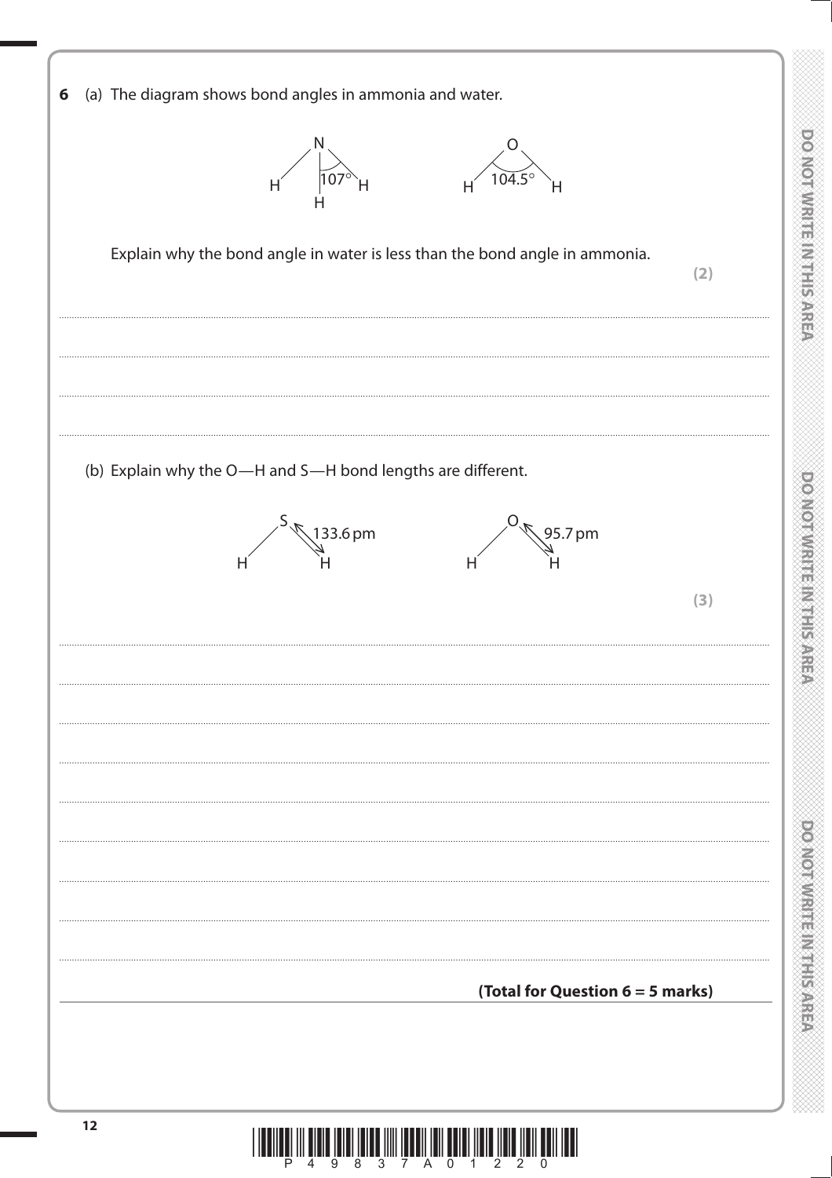**6** (a) The diagram shows bond angles in ammonia and water.

N–H bond angle: 107°    O–H bond angle: 104.5°

Explain why the bond angle in water is less than the bond angle in ammonia.

**(2)**

........................................................................................................................................................................................

........................................................................................................................................................................................

........................................................................................................................................................................................

(b) Explain why the O—H and S—H bond lengths are different.

S—H: 133.6 pm    O—H: 95.7 pm

**(3)**

........................................................................................................................................................................................

........................................................................................................................................................................................

........................................................................................................................................................................................

........................................................................................................................................................................................

........................................................................................................................................................................................

........................................................................................................................................................................................

........................................................................................................................................................................................

........................................................................................................................................................................................

**(Total for Question 6 = 5 marks)**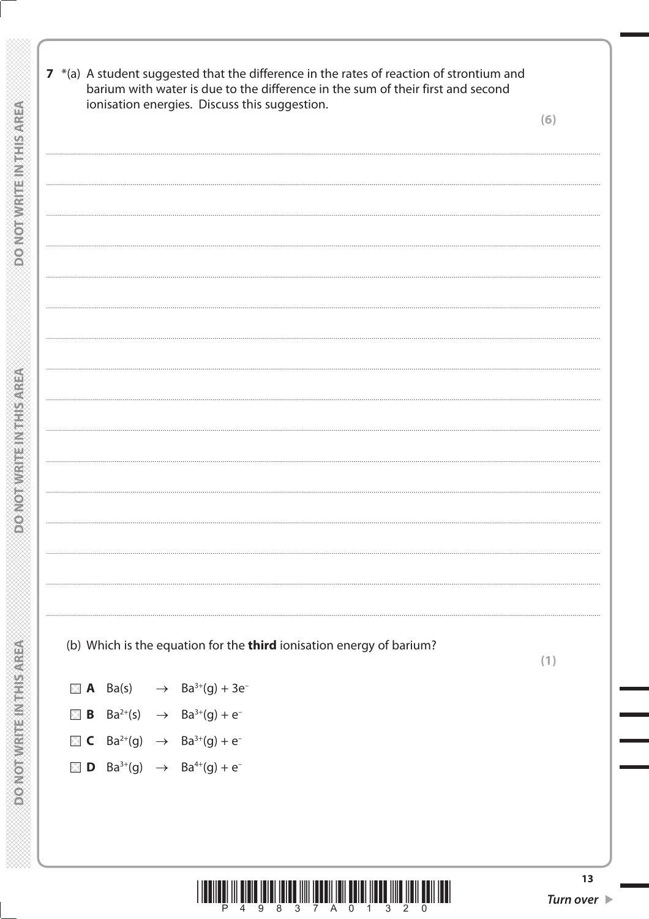**7** *(a) A student suggested that the difference in the rates of reaction of strontium and barium with water is due to the difference in the sum of their first and second ionisation energies. Discuss this suggestion.

**(6)**

..........................................................................................................................................................................................................

..........................................................................................................................................................................................................

..........................................................................................................................................................................................................

..........................................................................................................................................................................................................

..........................................................................................................................................................................................................

..........................................................................................................................................................................................................

..........................................................................................................................................................................................................

..........................................................................................................................................................................................................

..........................................................................................................................................................................................................

..........................................................................................................................................................................................................

..........................................................................................................................................................................................................

..........................................................................................................................................................................................................

..........................................................................................................................................................................................................

..........................................................................................................................................................................................................

..........................................................................................................................................................................................................

(b) Which is the equation for the **third** ionisation energy of barium?

**(1)**

- **A** $Ba(s) \rightarrow Ba^{3+}(g) + 3e^-$
- **B** $Ba^{2+}(s) \rightarrow Ba^{3+}(g) + e^-$
- **C** $Ba^{2+}(g) \rightarrow Ba^{3+}(g) + e^-$
- **D** $Ba^{3+}(g) \rightarrow Ba^{4+}(g) + e^-$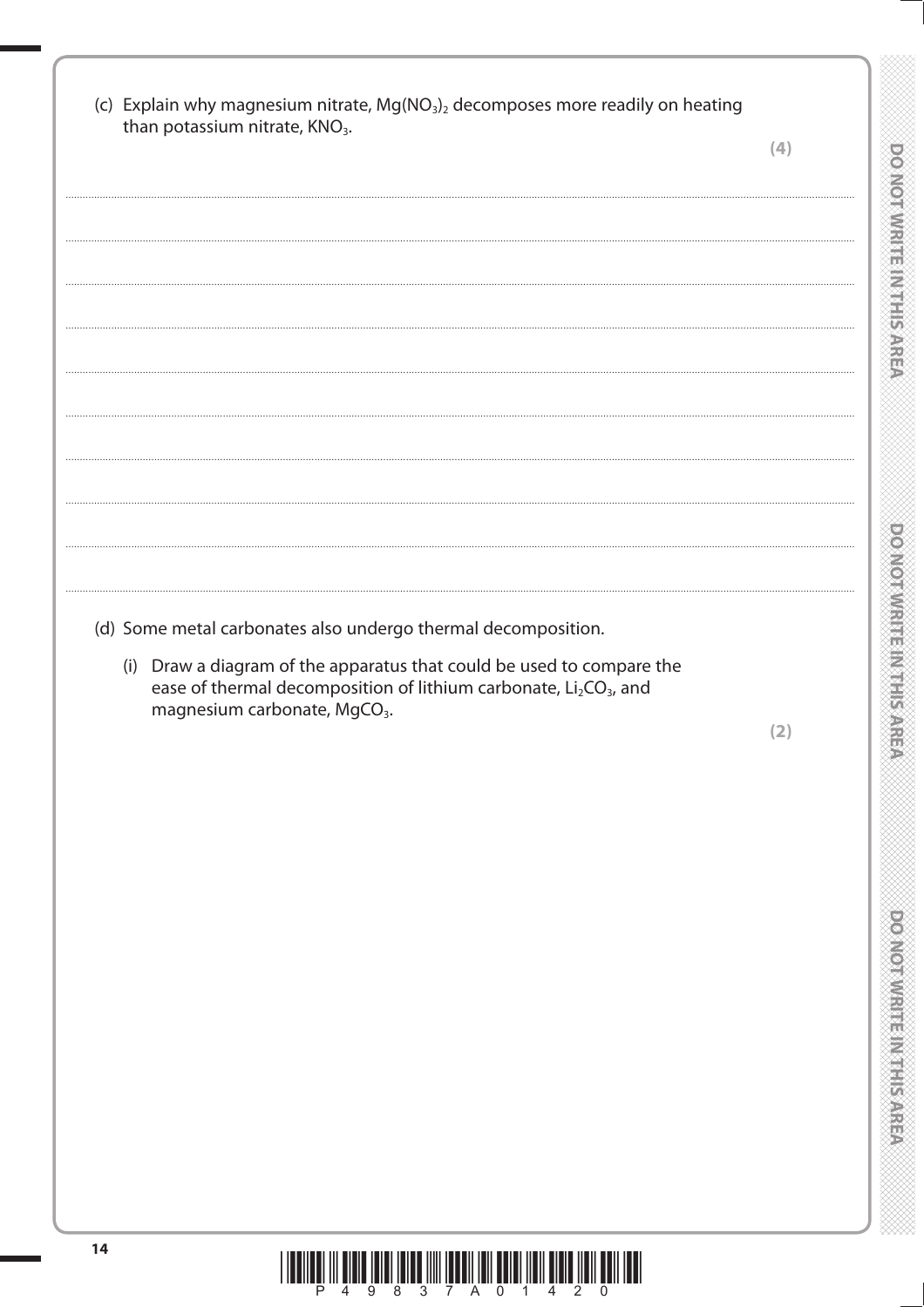(c) Explain why magnesium nitrate, $Mg(NO_3)_2$ decomposes more readily on heating than potassium nitrate, $KNO_3$.

**(4)**

..................................................................................................................................................

..................................................................................................................................................

..................................................................................................................................................

..................................................................................................................................................

..................................................................................................................................................

..................................................................................................................................................

..................................................................................................................................................

..................................................................................................................................................

(d) Some metal carbonates also undergo thermal decomposition.

(i) Draw a diagram of the apparatus that could be used to compare the ease of thermal decomposition of lithium carbonate, $Li_2CO_3$, and magnesium carbonate, $MgCO_3$.

**(2)**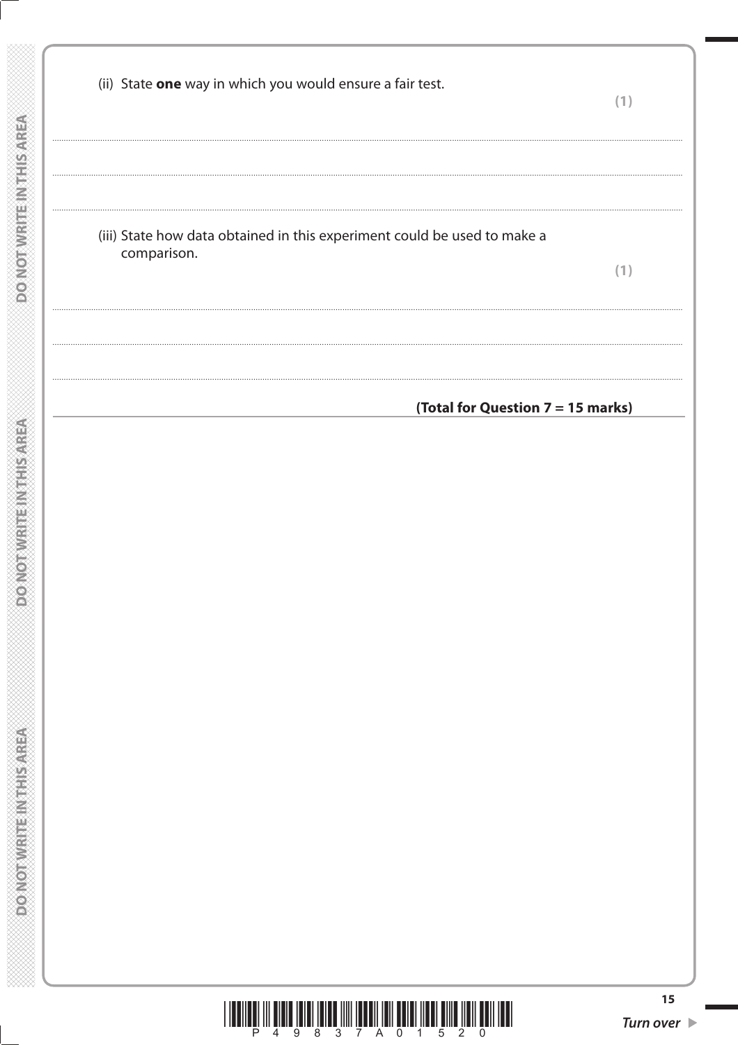(ii) State **one** way in which you would ensure a fair test.

**(1)**

..............................................................................................................................................

..............................................................................................................................................

..............................................................................................................................................

(iii) State how data obtained in this experiment could be used to make a comparison.

**(1)**

..............................................................................................................................................

..............................................................................................................................................

..............................................................................................................................................

**(Total for Question 7 = 15 marks)**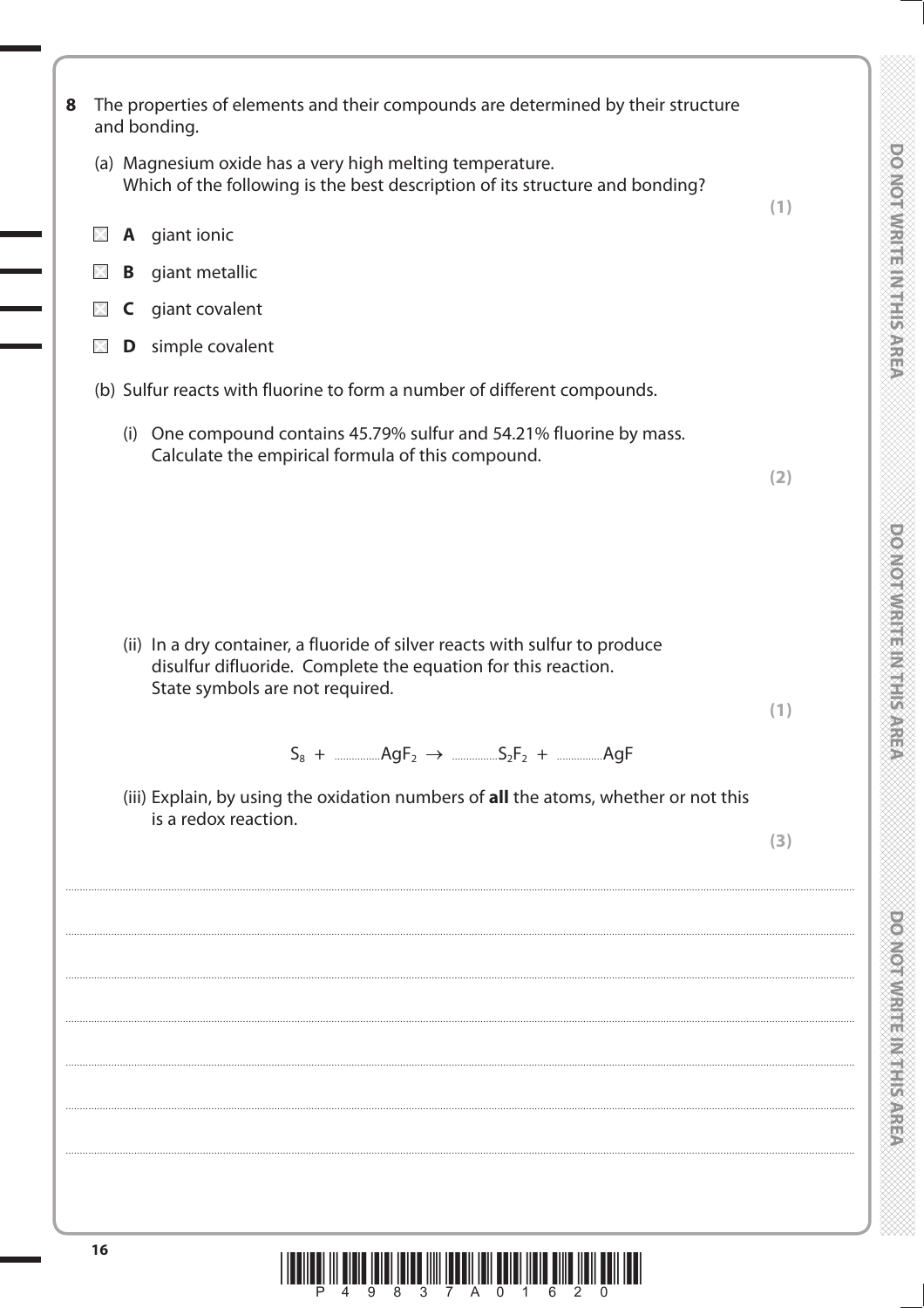**8** The properties of elements and their compounds are determined by their structure and bonding.

(a) Magnesium oxide has a very high melting temperature.
Which of the following is the best description of its structure and bonding? **(1)**

☒ **A** giant ionic

☒ **B** giant metallic

☒ **C** giant covalent

☒ **D** simple covalent

(b) Sulfur reacts with fluorine to form a number of different compounds.

(i) One compound contains 45.79% sulfur and 54.21% fluorine by mass.
Calculate the empirical formula of this compound. **(2)**

(ii) In a dry container, a fluoride of silver reacts with sulfur to produce disulfur difluoride. Complete the equation for this reaction.
State symbols are not required. **(1)**

$$S_8 + \text{.......}AgF_2 \rightarrow \text{.......}S_2F_2 + \text{.......}AgF$$

(iii) Explain, by using the oxidation numbers of **all** the atoms, whether or not this is a redox reaction. **(3)**

....................................................................................................................................................................................................................

....................................................................................................................................................................................................................

....................................................................................................................................................................................................................

....................................................................................................................................................................................................................

....................................................................................................................................................................................................................

....................................................................................................................................................................................................................

....................................................................................................................................................................................................................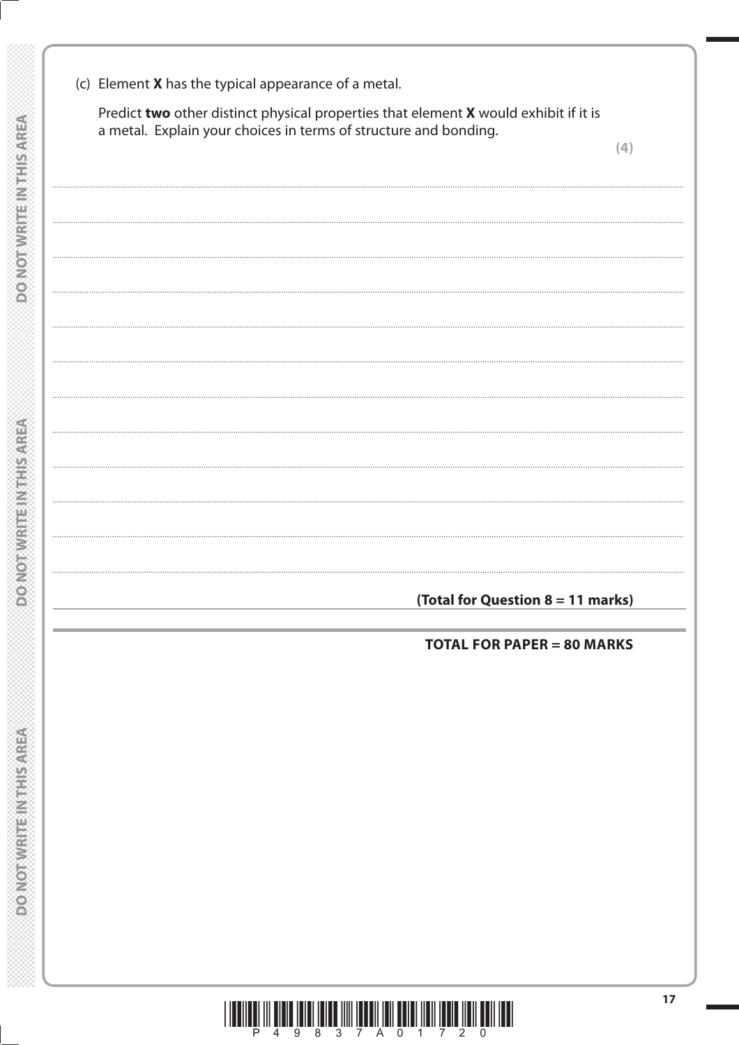(c) Element **X** has the typical appearance of a metal.

Predict **two** other distinct physical properties that element **X** would exhibit if it is a metal. Explain your choices in terms of structure and bonding.

**(4)**

.......................................................................................................................................................................................................

.......................................................................................................................................................................................................

.......................................................................................................................................................................................................

.......................................................................................................................................................................................................

.......................................................................................................................................................................................................

.......................................................................................................................................................................................................

.......................................................................................................................................................................................................

.......................................................................................................................................................................................................

.......................................................................................................................................................................................................

.......................................................................................................................................................................................................

.......................................................................................................................................................................................................

.......................................................................................................................................................................................................

**(Total for Question 8 = 11 marks)**

**TOTAL FOR PAPER = 80 MARKS**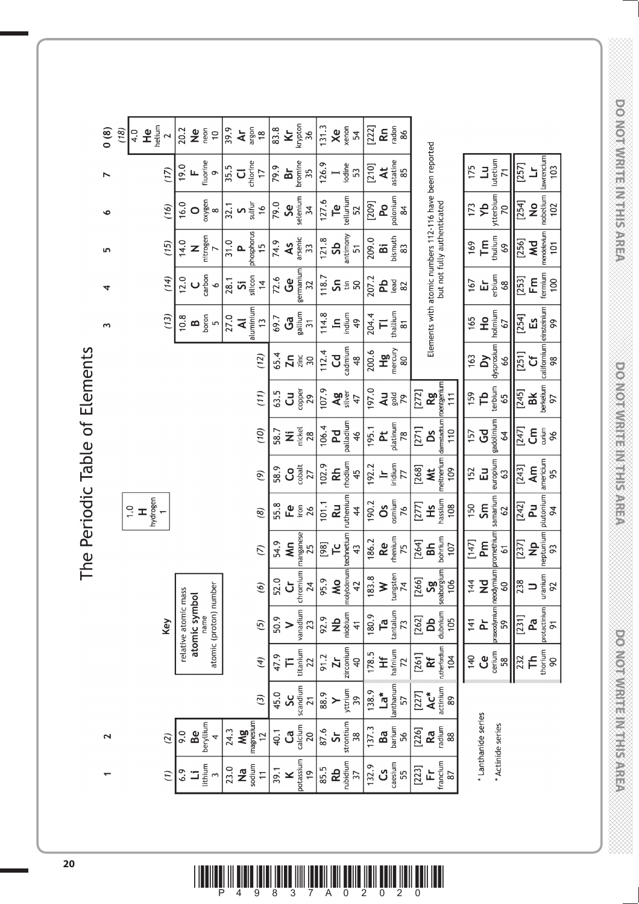# The Periodic Table of Elements

**Key**

relative atomic mass
**atomic symbol**
name
atomic (proton) number

| 1 | 2 | | | | | | | | | | | 3 | 4 | 5 | 6 | 7 | 0 (8) |
|---|---|---|---|---|---|---|---|---|---|---|---|---|---|---|---|---|---|
| (1) | (2) | | | | | | | | | | | (13) | (14) | (15) | (16) | (17) | (18) |
| | | | | | | | 1.0 **H** hydrogen 1 | | | | | | | | | | 4.0 **He** helium 2 |
| 6.9 **Li** lithium 3 | 9.0 **Be** beryllium 4 | | | | | | | | | | | 10.8 **B** boron 5 | 12.0 **C** carbon 6 | 14.0 **N** nitrogen 7 | 16.0 **O** oxygen 8 | 19.0 **F** fluorine 9 | 20.2 **Ne** neon 10 |
| 23.0 **Na** sodium 11 | 24.3 **Mg** magnesium 12 | (3) | (4) | (5) | (6) | (7) | (8) | (9) | (10) | (11) | (12) | 27.0 **Al** aluminium 13 | 28.1 **Si** silicon 14 | 31.0 **P** phosphorus 15 | 32.1 **S** sulfur 16 | 35.5 **Cl** chlorine 17 | 39.9 **Ar** argon 18 |
| 39.1 **K** potassium 19 | 40.1 **Ca** calcium 20 | 45.0 **Sc** scandium 21 | 47.9 **Ti** titanium 22 | 50.9 **V** vanadium 23 | 52.0 **Cr** chromium 24 | 54.9 **Mn** manganese 25 | 55.8 **Fe** iron 26 | 58.9 **Co** cobalt 27 | 58.7 **Ni** nickel 28 | 63.5 **Cu** copper 29 | 65.4 **Zn** zinc 30 | 69.7 **Ga** gallium 31 | 72.6 **Ge** germanium 32 | 74.9 **As** arsenic 33 | 79.0 **Se** selenium 34 | 79.9 **Br** bromine 35 | 83.8 **Kr** krypton 36 |
| 85.5 **Rb** rubidium 37 | 87.6 **Sr** strontium 38 | 88.9 **Y** yttrium 39 | 91.2 **Zr** zirconium 40 | 92.9 **Nb** niobium 41 | 95.9 **Mo** molybdenum 42 | [98] **Tc** technetium 43 | 101.1 **Ru** ruthenium 44 | 102.9 **Rh** rhodium 45 | 106.4 **Pd** palladium 46 | 107.9 **Ag** silver 47 | 112.4 **Cd** cadmium 48 | 114.8 **In** indium 49 | 118.7 **Sn** tin 50 | 121.8 **Sb** antimony 51 | 127.6 **Te** tellurium 52 | 126.9 **I** iodine 53 | 131.3 **Xe** xenon 54 |
| 132.9 **Cs** caesium 55 | 137.3 **Ba** barium 56 | 138.9 **La*** lanthanum 57 | 178.5 **Hf** hafnium 72 | 180.9 **Ta** tantalum 73 | 183.8 **W** tungsten 74 | 186.2 **Re** rhenium 75 | 190.2 **Os** osmium 76 | 192.2 **Ir** iridium 77 | 195.1 **Pt** platinum 78 | 197.0 **Au** gold 79 | 200.6 **Hg** mercury 80 | 204.4 **Tl** thallium 81 | 207.2 **Pb** lead 82 | 209.0 **Bi** bismuth 83 | [209] **Po** polonium 84 | [210] **At** astatine 85 | [222] **Rn** radon 86 |
| [223] **Fr** francium 87 | [226] **Ra** radium 88 | [227] **Ac*** actinium 89 | [261] **Rf** rutherfordium 104 | [262] **Db** dubnium 105 | [266] **Sg** seaborgium 106 | [264] **Bh** bohrium 107 | [277] **Hs** hassium 108 | [268] **Mt** meitnerium 109 | [271] **Ds** darmstadtium 110 | [272] **Rg** roentgenium 111 | | | | | | | |

Elements with atomic numbers 112-116 have been reported but not fully authenticated

| | | | | | | | | | | | | | | |
|---|---|---|---|---|---|---|---|---|---|---|---|---|---|---|
| * Lanthanide series | 140 **Ce** cerium 58 | 141 **Pr** praseodymium 59 | 144 **Nd** neodymium 60 | [147] **Pm** promethium 61 | 150 **Sm** samarium 62 | 152 **Eu** europium 63 | 157 **Gd** gadolinium 64 | 159 **Tb** terbium 65 | 163 **Dy** dysprosium 66 | 165 **Ho** holmium 67 | 167 **Er** erbium 68 | 169 **Tm** thulium 69 | 173 **Yb** ytterbium 70 | 175 **Lu** lutetium 71 |
| * Actinide series | 232 **Th** thorium 90 | [231] **Pa** protactinium 91 | 238 **U** uranium 92 | [237] **Np** neptunium 93 | [242] **Pu** plutonium 94 | [243] **Am** americium 95 | [247] **Cm** curium 96 | [245] **Bk** berkelium 97 | [251] **Cf** californium 98 | [254] **Es** einsteinium 99 | [253] **Fm** fermium 100 | [256] **Md** mendelevium 101 | [254] **No** nobelium 102 | [257] **Lr** lawrencium 103 |